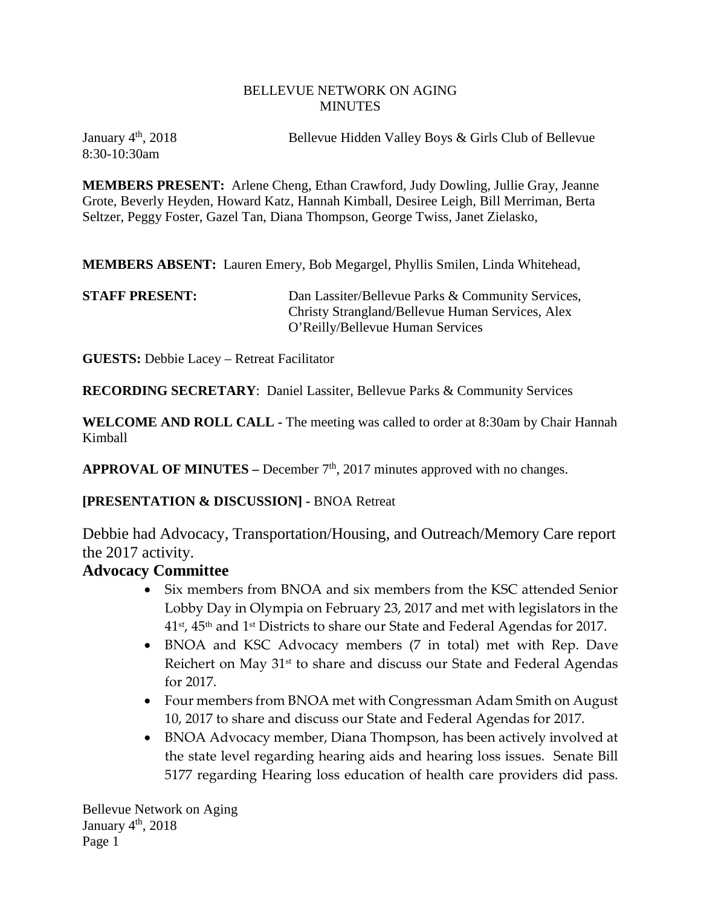BELLEVUE NETWORK ON AGING
MINUTES

January 4th, 2018 — Bellevue Hidden Valley Boys & Girls Club of Bellevue
8:30-10:30am

**MEMBERS PRESENT:** Arlene Cheng, Ethan Crawford, Judy Dowling, Jullie Gray, Jeanne Grote, Beverly Heyden, Howard Katz, Hannah Kimball, Desiree Leigh, Bill Merriman, Berta Seltzer, Peggy Foster, Gazel Tan, Diana Thompson, George Twiss, Janet Zielasko,

**MEMBERS ABSENT:** Lauren Emery, Bob Megargel, Phyllis Smilen, Linda Whitehead,

**STAFF PRESENT:** Dan Lassiter/Bellevue Parks & Community Services, Christy Strangland/Bellevue Human Services, Alex O'Reilly/Bellevue Human Services

**GUESTS:** Debbie Lacey – Retreat Facilitator

**RECORDING SECRETARY**: Daniel Lassiter, Bellevue Parks & Community Services

**WELCOME AND ROLL CALL -** The meeting was called to order at 8:30am by Chair Hannah Kimball

**APPROVAL OF MINUTES –** December 7th, 2017 minutes approved with no changes.

**[PRESENTATION & DISCUSSION] -** BNOA Retreat

Debbie had Advocacy, Transportation/Housing, and Outreach/Memory Care report the 2017 activity.

## Advocacy Committee

- Six members from BNOA and six members from the KSC attended Senior Lobby Day in Olympia on February 23, 2017 and met with legislators in the 41st, 45th and 1st Districts to share our State and Federal Agendas for 2017.
- BNOA and KSC Advocacy members (7 in total) met with Rep. Dave Reichert on May 31st to share and discuss our State and Federal Agendas for 2017.
- Four members from BNOA met with Congressman Adam Smith on August 10, 2017 to share and discuss our State and Federal Agendas for 2017.
- BNOA Advocacy member, Diana Thompson, has been actively involved at the state level regarding hearing aids and hearing loss issues. Senate Bill 5177 regarding Hearing loss education of health care providers did pass.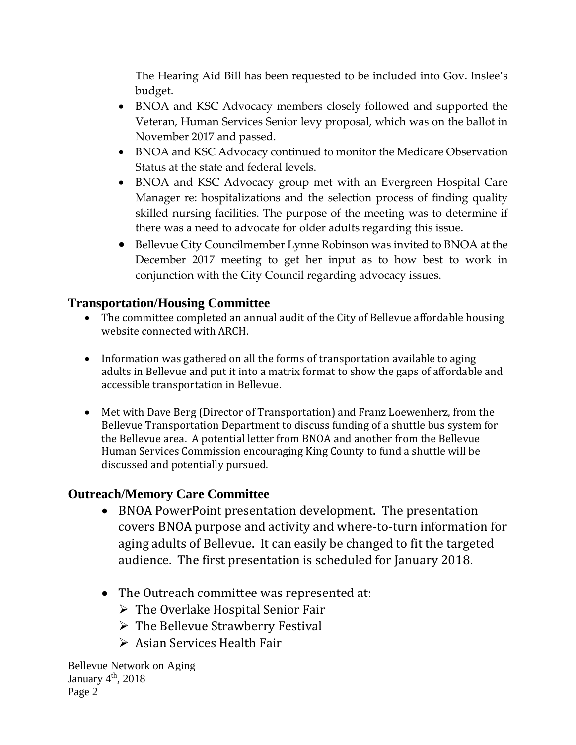The Hearing Aid Bill has been requested to be included into Gov. Inslee's budget.

- BNOA and KSC Advocacy members closely followed and supported the Veteran, Human Services Senior levy proposal, which was on the ballot in November 2017 and passed.
- BNOA and KSC Advocacy continued to monitor the Medicare Observation Status at the state and federal levels.
- BNOA and KSC Advocacy group met with an Evergreen Hospital Care Manager re: hospitalizations and the selection process of finding quality skilled nursing facilities. The purpose of the meeting was to determine if there was a need to advocate for older adults regarding this issue.
- Bellevue City Councilmember Lynne Robinson was invited to BNOA at the December 2017 meeting to get her input as to how best to work in conjunction with the City Council regarding advocacy issues.

## Transportation/Housing Committee

- The committee completed an annual audit of the City of Bellevue affordable housing website connected with ARCH.
- Information was gathered on all the forms of transportation available to aging adults in Bellevue and put it into a matrix format to show the gaps of affordable and accessible transportation in Bellevue.
- Met with Dave Berg (Director of Transportation) and Franz Loewenherz, from the Bellevue Transportation Department to discuss funding of a shuttle bus system for the Bellevue area. A potential letter from BNOA and another from the Bellevue Human Services Commission encouraging King County to fund a shuttle will be discussed and potentially pursued.

## Outreach/Memory Care Committee

- BNOA PowerPoint presentation development. The presentation covers BNOA purpose and activity and where-to-turn information for aging adults of Bellevue. It can easily be changed to fit the targeted audience. The first presentation is scheduled for January 2018.
- The Outreach committee was represented at:
  - The Overlake Hospital Senior Fair
  - The Bellevue Strawberry Festival
  - Asian Services Health Fair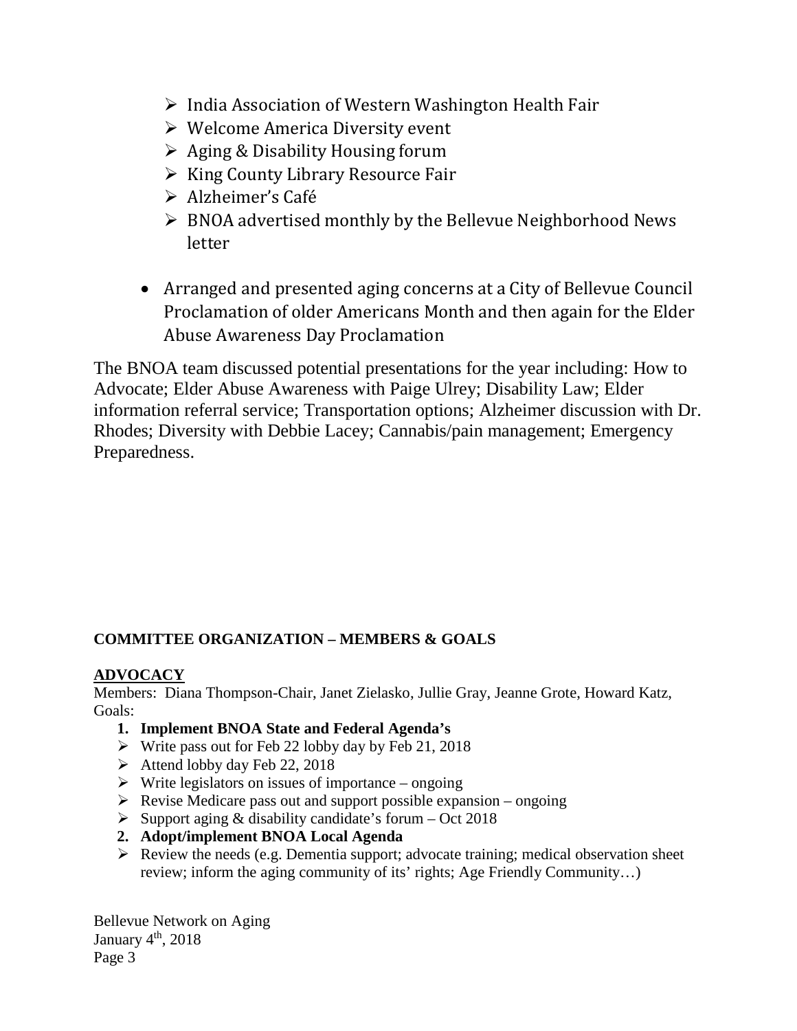- India Association of Western Washington Health Fair
- Welcome America Diversity event
- Aging & Disability Housing forum
- King County Library Resource Fair
- Alzheimer's Café
- BNOA advertised monthly by the Bellevue Neighborhood News letter

- Arranged and presented aging concerns at a City of Bellevue Council Proclamation of older Americans Month and then again for the Elder Abuse Awareness Day Proclamation

The BNOA team discussed potential presentations for the year including: How to Advocate; Elder Abuse Awareness with Paige Ulrey; Disability Law; Elder information referral service; Transportation options; Alzheimer discussion with Dr. Rhodes; Diversity with Debbie Lacey; Cannabis/pain management; Emergency Preparedness.

**COMMITTEE ORGANIZATION – MEMBERS & GOALS**

**ADVOCACY**

Members: Diana Thompson-Chair, Janet Zielasko, Jullie Gray, Jeanne Grote, Howard Katz,

Goals:

1. **Implement BNOA State and Federal Agenda's**
   - Write pass out for Feb 22 lobby day by Feb 21, 2018
   - Attend lobby day Feb 22, 2018
   - Write legislators on issues of importance – ongoing
   - Revise Medicare pass out and support possible expansion – ongoing
   - Support aging & disability candidate's forum – Oct 2018
2. **Adopt/implement BNOA Local Agenda**
   - Review the needs (e.g. Dementia support; advocate training; medical observation sheet review; inform the aging community of its' rights; Age Friendly Community…)

Bellevue Network on Aging
January 4th, 2018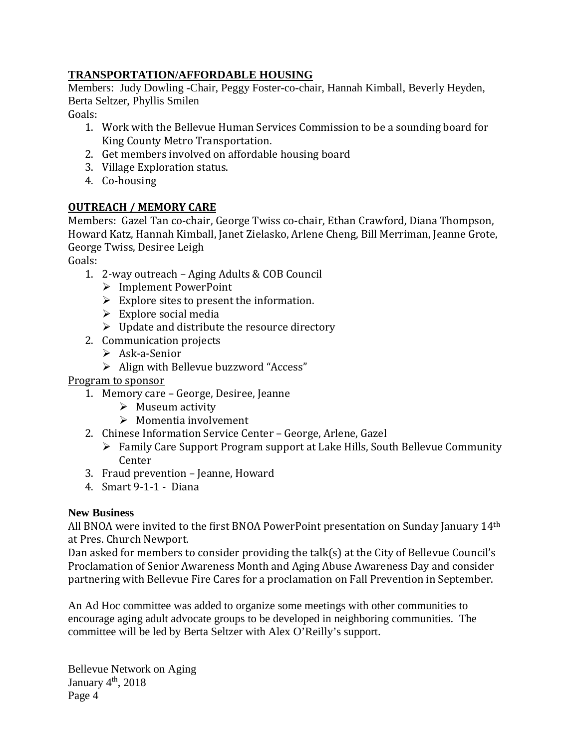## TRANSPORTATION/AFFORDABLE HOUSING

Members: Judy Dowling -Chair, Peggy Foster-co-chair, Hannah Kimball, Beverly Heyden, Berta Seltzer, Phyllis Smilen

Goals:

1. Work with the Bellevue Human Services Commission to be a sounding board for King County Metro Transportation.
2. Get members involved on affordable housing board
3. Village Exploration status.
4. Co-housing

## OUTREACH / MEMORY CARE

Members: Gazel Tan co-chair, George Twiss co-chair, Ethan Crawford, Diana Thompson, Howard Katz, Hannah Kimball, Janet Zielasko, Arlene Cheng, Bill Merriman, Jeanne Grote, George Twiss, Desiree Leigh

Goals:

1. 2-way outreach – Aging Adults & COB Council
   - Implement PowerPoint
   - Explore sites to present the information.
   - Explore social media
   - Update and distribute the resource directory
2. Communication projects
   - Ask-a-Senior
   - Align with Bellevue buzzword "Access"

Program to sponsor

1. Memory care – George, Desiree, Jeanne
   - Museum activity
   - Momentia involvement
2. Chinese Information Service Center – George, Arlene, Gazel
   - Family Care Support Program support at Lake Hills, South Bellevue Community Center
3. Fraud prevention – Jeanne, Howard
4. Smart 9-1-1 - Diana

**New Business**

All BNOA were invited to the first BNOA PowerPoint presentation on Sunday January 14th at Pres. Church Newport.

Dan asked for members to consider providing the talk(s) at the City of Bellevue Council's Proclamation of Senior Awareness Month and Aging Abuse Awareness Day and consider partnering with Bellevue Fire Cares for a proclamation on Fall Prevention in September.

An Ad Hoc committee was added to organize some meetings with other communities to encourage aging adult advocate groups to be developed in neighboring communities. The committee will be led by Berta Seltzer with Alex O'Reilly's support.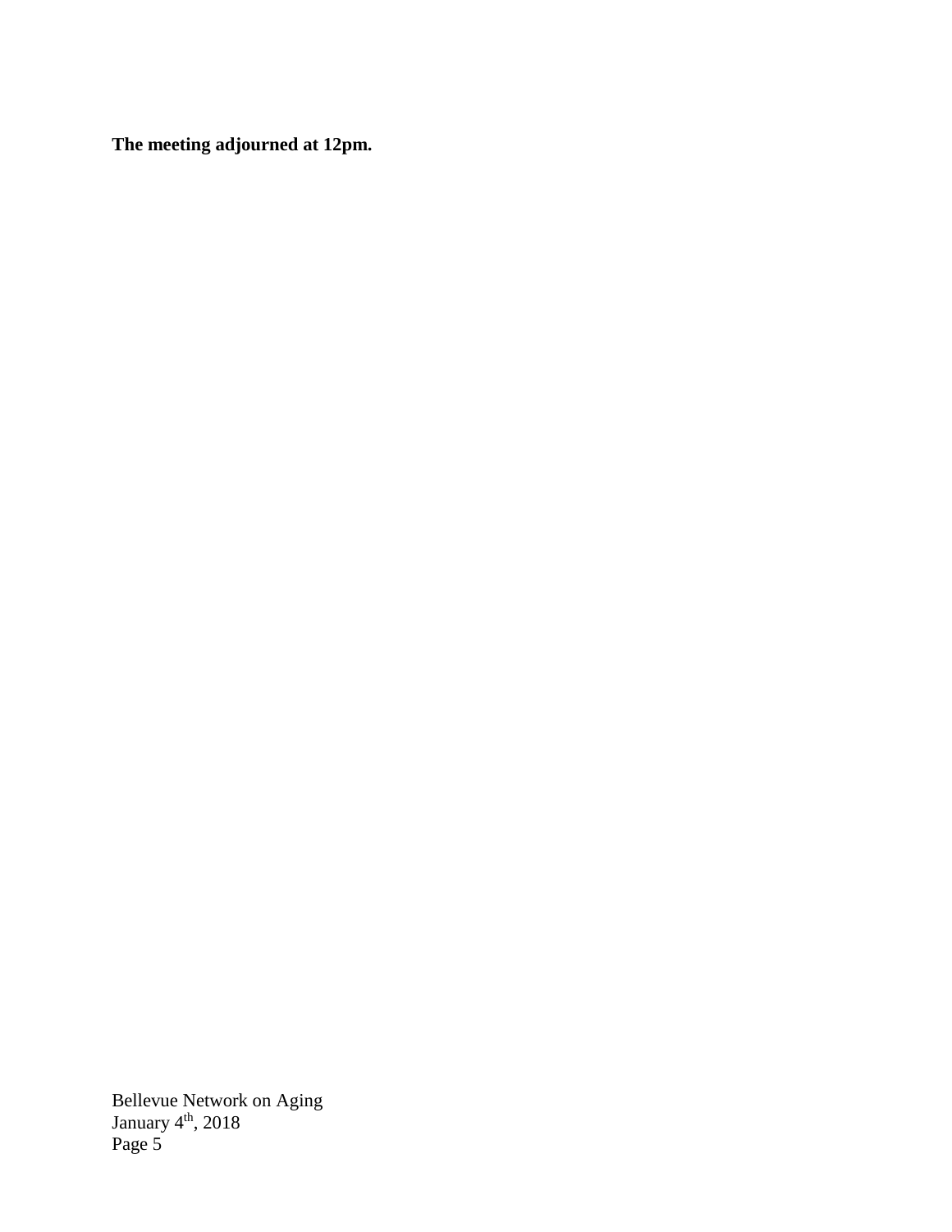**The meeting adjourned at 12pm.**